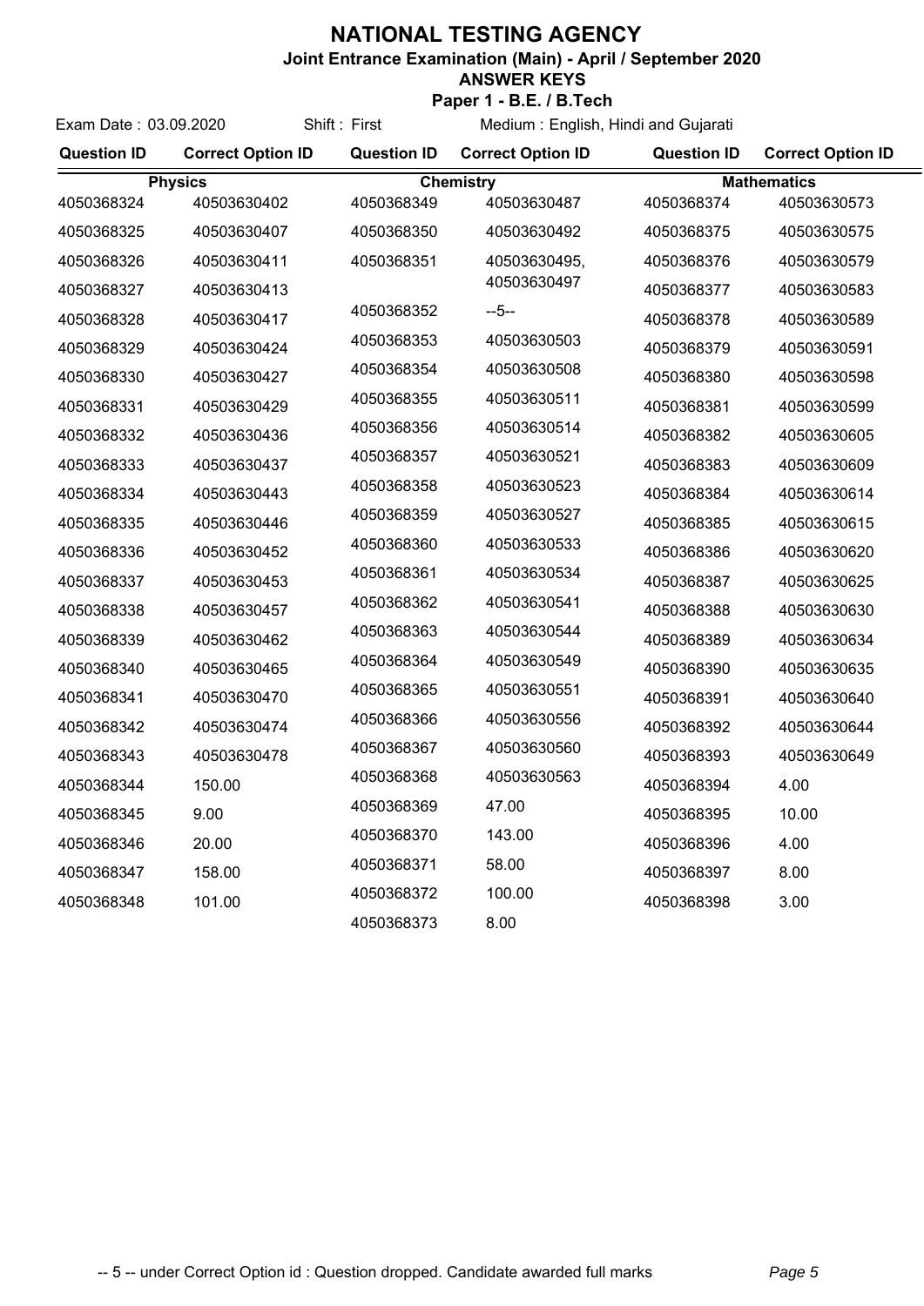# NATIONAL TESTING AGENCY

**Joint Entrance Examination (Main) - April / September 2020**

**ANSWER KEYS**

**Paper 1 - B.E. / B.Tech**

Exam Date : 03.09.2020 Shift : First Medium : English, Hindi and Gujarati

| Question ID | Correct Option ID | Question ID | Correct Option ID | Question ID | Correct Option ID |
|---|---|---|---|---|---|
| **Physics** | | **Chemistry** | | **Mathematics** | |
| 4050368324 | 40503630402 | 4050368349 | 40503630487 | 4050368374 | 40503630573 |
| 4050368325 | 40503630407 | 4050368350 | 40503630492 | 4050368375 | 40503630575 |
| 4050368326 | 40503630411 | 4050368351 | 40503630495, 40503630497 | 4050368376 | 40503630579 |
| 4050368327 | 40503630413 | | | 4050368377 | 40503630583 |
| 4050368328 | 40503630417 | 4050368352 | --5-- | 4050368378 | 40503630589 |
| 4050368329 | 40503630424 | 4050368353 | 40503630503 | 4050368379 | 40503630591 |
| 4050368330 | 40503630427 | 4050368354 | 40503630508 | 4050368380 | 40503630598 |
| 4050368331 | 40503630429 | 4050368355 | 40503630511 | 4050368381 | 40503630599 |
| 4050368332 | 40503630436 | 4050368356 | 40503630514 | 4050368382 | 40503630605 |
| 4050368333 | 40503630437 | 4050368357 | 40503630521 | 4050368383 | 40503630609 |
| 4050368334 | 40503630443 | 4050368358 | 40503630523 | 4050368384 | 40503630614 |
| 4050368335 | 40503630446 | 4050368359 | 40503630527 | 4050368385 | 40503630615 |
| 4050368336 | 40503630452 | 4050368360 | 40503630533 | 4050368386 | 40503630620 |
| 4050368337 | 40503630453 | 4050368361 | 40503630534 | 4050368387 | 40503630625 |
| 4050368338 | 40503630457 | 4050368362 | 40503630541 | 4050368388 | 40503630630 |
| 4050368339 | 40503630462 | 4050368363 | 40503630544 | 4050368389 | 40503630634 |
| 4050368340 | 40503630465 | 4050368364 | 40503630549 | 4050368390 | 40503630635 |
| 4050368341 | 40503630470 | 4050368365 | 40503630551 | 4050368391 | 40503630640 |
| 4050368342 | 40503630474 | 4050368366 | 40503630556 | 4050368392 | 40503630644 |
| 4050368343 | 40503630478 | 4050368367 | 40503630560 | 4050368393 | 40503630649 |
| 4050368344 | 150.00 | 4050368368 | 40503630563 | 4050368394 | 4.00 |
| 4050368345 | 9.00 | 4050368369 | 47.00 | 4050368395 | 10.00 |
| 4050368346 | 20.00 | 4050368370 | 143.00 | 4050368396 | 4.00 |
| 4050368347 | 158.00 | 4050368371 | 58.00 | 4050368397 | 8.00 |
| 4050368348 | 101.00 | 4050368372 | 100.00 | 4050368398 | 3.00 |
| | | 4050368373 | 8.00 | | |

-- 5 -- under Correct Option id : Question dropped. Candidate awarded full marks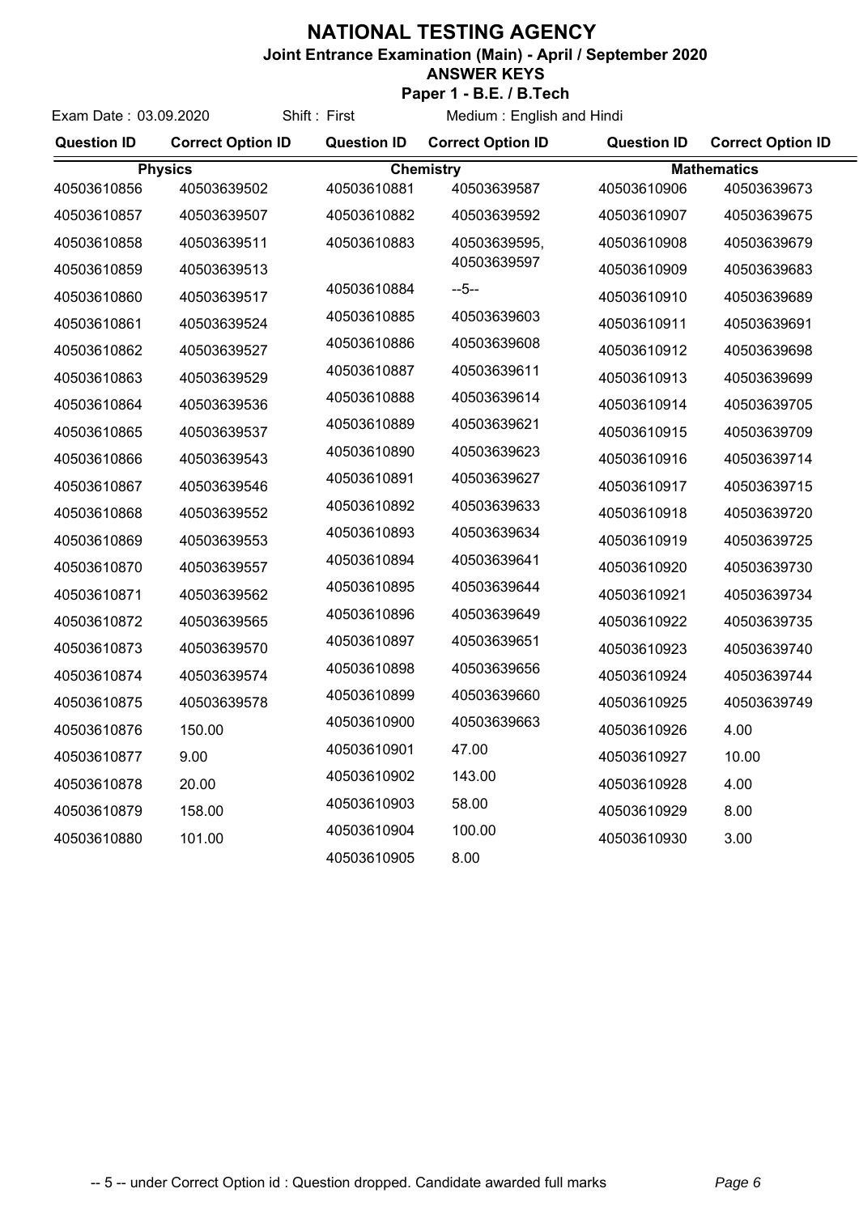# NATIONAL TESTING AGENCY

**Joint Entrance Examination (Main) - April / September 2020**

**ANSWER KEYS**

**Paper 1 - B.E. / B.Tech**

Exam Date : 03.09.2020 Shift : First Medium : English and Hindi

| Question ID | Correct Option ID | Question ID | Correct Option ID | Question ID | Correct Option ID |
|---|---|---|---|---|---|
| **Physics** | | **Chemistry** | | **Mathematics** | |
| 40503610856 | 40503639502 | 40503610881 | 40503639587 | 40503610906 | 40503639673 |
| 40503610857 | 40503639507 | 40503610882 | 40503639592 | 40503610907 | 40503639675 |
| 40503610858 | 40503639511 | 40503610883 | 40503639595, 40503639597 | 40503610908 | 40503639679 |
| 40503610859 | 40503639513 | | | 40503610909 | 40503639683 |
| 40503610860 | 40503639517 | 40503610884 | --5-- | 40503610910 | 40503639689 |
| 40503610861 | 40503639524 | 40503610885 | 40503639603 | 40503610911 | 40503639691 |
| 40503610862 | 40503639527 | 40503610886 | 40503639608 | 40503610912 | 40503639698 |
| 40503610863 | 40503639529 | 40503610887 | 40503639611 | 40503610913 | 40503639699 |
| 40503610864 | 40503639536 | 40503610888 | 40503639614 | 40503610914 | 40503639705 |
| 40503610865 | 40503639537 | 40503610889 | 40503639621 | 40503610915 | 40503639709 |
| 40503610866 | 40503639543 | 40503610890 | 40503639623 | 40503610916 | 40503639714 |
| 40503610867 | 40503639546 | 40503610891 | 40503639627 | 40503610917 | 40503639715 |
| 40503610868 | 40503639552 | 40503610892 | 40503639633 | 40503610918 | 40503639720 |
| 40503610869 | 40503639553 | 40503610893 | 40503639634 | 40503610919 | 40503639725 |
| 40503610870 | 40503639557 | 40503610894 | 40503639641 | 40503610920 | 40503639730 |
| 40503610871 | 40503639562 | 40503610895 | 40503639644 | 40503610921 | 40503639734 |
| 40503610872 | 40503639565 | 40503610896 | 40503639649 | 40503610922 | 40503639735 |
| 40503610873 | 40503639570 | 40503610897 | 40503639651 | 40503610923 | 40503639740 |
| 40503610874 | 40503639574 | 40503610898 | 40503639656 | 40503610924 | 40503639744 |
| 40503610875 | 40503639578 | 40503610899 | 40503639660 | 40503610925 | 40503639749 |
| 40503610876 | 150.00 | 40503610900 | 40503639663 | 40503610926 | 4.00 |
| 40503610877 | 9.00 | 40503610901 | 47.00 | 40503610927 | 10.00 |
| 40503610878 | 20.00 | 40503610902 | 143.00 | 40503610928 | 4.00 |
| 40503610879 | 158.00 | 40503610903 | 58.00 | 40503610929 | 8.00 |
| 40503610880 | 101.00 | 40503610904 | 100.00 | 40503610930 | 3.00 |
| | | 40503610905 | 8.00 | | |

-- 5 -- under Correct Option id : Question dropped. Candidate awarded full marks